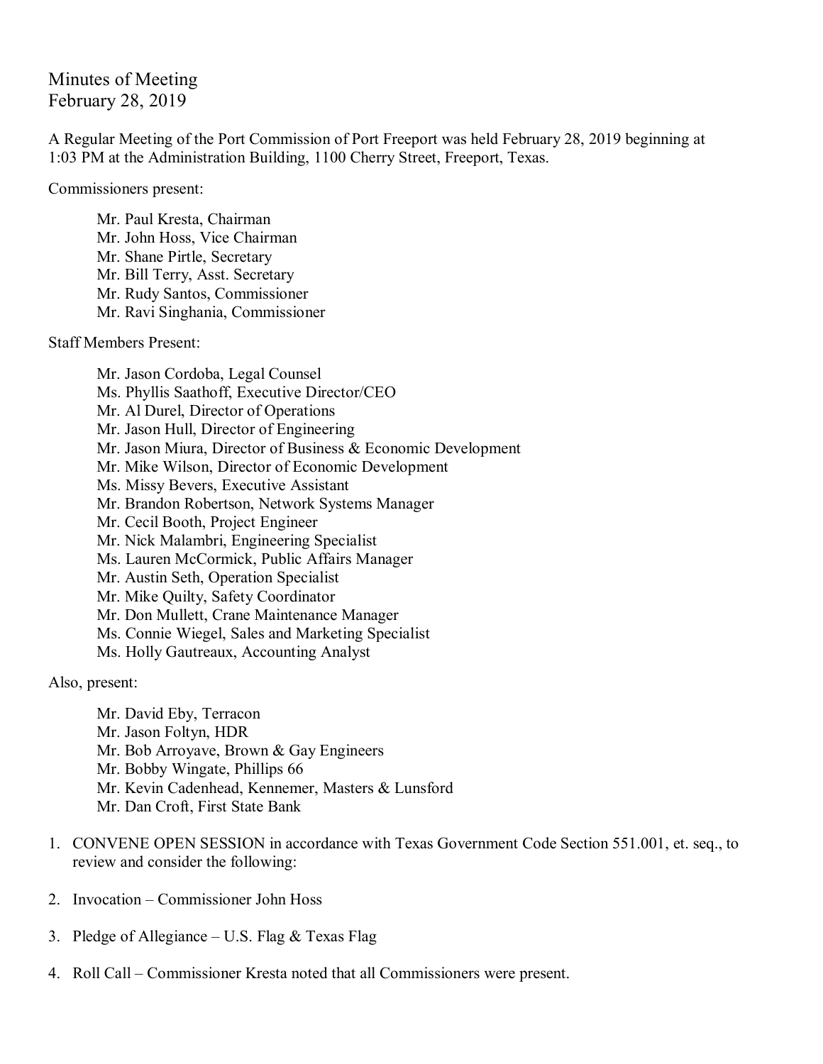# Minutes of Meeting
February 28, 2019

A Regular Meeting of the Port Commission of Port Freeport was held February 28, 2019 beginning at 1:03 PM at the Administration Building, 1100 Cherry Street, Freeport, Texas.

Commissioners present:

- Mr. Paul Kresta, Chairman
- Mr. John Hoss, Vice Chairman
- Mr. Shane Pirtle, Secretary
- Mr. Bill Terry, Asst. Secretary
- Mr. Rudy Santos, Commissioner
- Mr. Ravi Singhania, Commissioner

Staff Members Present:

- Mr. Jason Cordoba, Legal Counsel
- Ms. Phyllis Saathoff, Executive Director/CEO
- Mr. Al Durel, Director of Operations
- Mr. Jason Hull, Director of Engineering
- Mr. Jason Miura, Director of Business & Economic Development
- Mr. Mike Wilson, Director of Economic Development
- Ms. Missy Bevers, Executive Assistant
- Mr. Brandon Robertson, Network Systems Manager
- Mr. Cecil Booth, Project Engineer
- Mr. Nick Malambri, Engineering Specialist
- Ms. Lauren McCormick, Public Affairs Manager
- Mr. Austin Seth, Operation Specialist
- Mr. Mike Quilty, Safety Coordinator
- Mr. Don Mullett, Crane Maintenance Manager
- Ms. Connie Wiegel, Sales and Marketing Specialist
- Ms. Holly Gautreaux, Accounting Analyst

Also, present:

- Mr. David Eby, Terracon
- Mr. Jason Foltyn, HDR
- Mr. Bob Arroyave, Brown & Gay Engineers
- Mr. Bobby Wingate, Phillips 66
- Mr. Kevin Cadenhead, Kennemer, Masters & Lunsford
- Mr. Dan Croft, First State Bank

1. CONVENE OPEN SESSION in accordance with Texas Government Code Section 551.001, et. seq., to review and consider the following:

2. Invocation – Commissioner John Hoss

3. Pledge of Allegiance – U.S. Flag & Texas Flag

4. Roll Call – Commissioner Kresta noted that all Commissioners were present.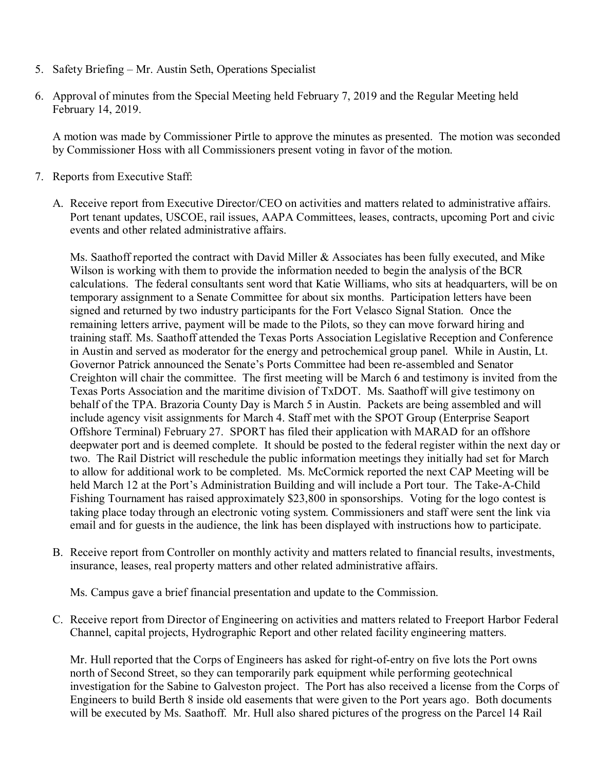5. Safety Briefing – Mr. Austin Seth, Operations Specialist

6. Approval of minutes from the Special Meeting held February 7, 2019 and the Regular Meeting held February 14, 2019.

   A motion was made by Commissioner Pirtle to approve the minutes as presented. The motion was seconded by Commissioner Hoss with all Commissioners present voting in favor of the motion.

7. Reports from Executive Staff:

   A. Receive report from Executive Director/CEO on activities and matters related to administrative affairs. Port tenant updates, USCOE, rail issues, AAPA Committees, leases, contracts, upcoming Port and civic events and other related administrative affairs.

      Ms. Saathoff reported the contract with David Miller & Associates has been fully executed, and Mike Wilson is working with them to provide the information needed to begin the analysis of the BCR calculations. The federal consultants sent word that Katie Williams, who sits at headquarters, will be on temporary assignment to a Senate Committee for about six months. Participation letters have been signed and returned by two industry participants for the Fort Velasco Signal Station. Once the remaining letters arrive, payment will be made to the Pilots, so they can move forward hiring and training staff. Ms. Saathoff attended the Texas Ports Association Legislative Reception and Conference in Austin and served as moderator for the energy and petrochemical group panel. While in Austin, Lt. Governor Patrick announced the Senate's Ports Committee had been re-assembled and Senator Creighton will chair the committee. The first meeting will be March 6 and testimony is invited from the Texas Ports Association and the maritime division of TxDOT. Ms. Saathoff will give testimony on behalf of the TPA. Brazoria County Day is March 5 in Austin. Packets are being assembled and will include agency visit assignments for March 4. Staff met with the SPOT Group (Enterprise Seaport Offshore Terminal) February 27. SPORT has filed their application with MARAD for an offshore deepwater port and is deemed complete. It should be posted to the federal register within the next day or two. The Rail District will reschedule the public information meetings they initially had set for March to allow for additional work to be completed. Ms. McCormick reported the next CAP Meeting will be held March 12 at the Port's Administration Building and will include a Port tour. The Take-A-Child Fishing Tournament has raised approximately $23,800 in sponsorships. Voting for the logo contest is taking place today through an electronic voting system. Commissioners and staff were sent the link via email and for guests in the audience, the link has been displayed with instructions how to participate.

   B. Receive report from Controller on monthly activity and matters related to financial results, investments, insurance, leases, real property matters and other related administrative affairs.

      Ms. Campus gave a brief financial presentation and update to the Commission.

   C. Receive report from Director of Engineering on activities and matters related to Freeport Harbor Federal Channel, capital projects, Hydrographic Report and other related facility engineering matters.

      Mr. Hull reported that the Corps of Engineers has asked for right-of-entry on five lots the Port owns north of Second Street, so they can temporarily park equipment while performing geotechnical investigation for the Sabine to Galveston project. The Port has also received a license from the Corps of Engineers to build Berth 8 inside old easements that were given to the Port years ago. Both documents will be executed by Ms. Saathoff. Mr. Hull also shared pictures of the progress on the Parcel 14 Rail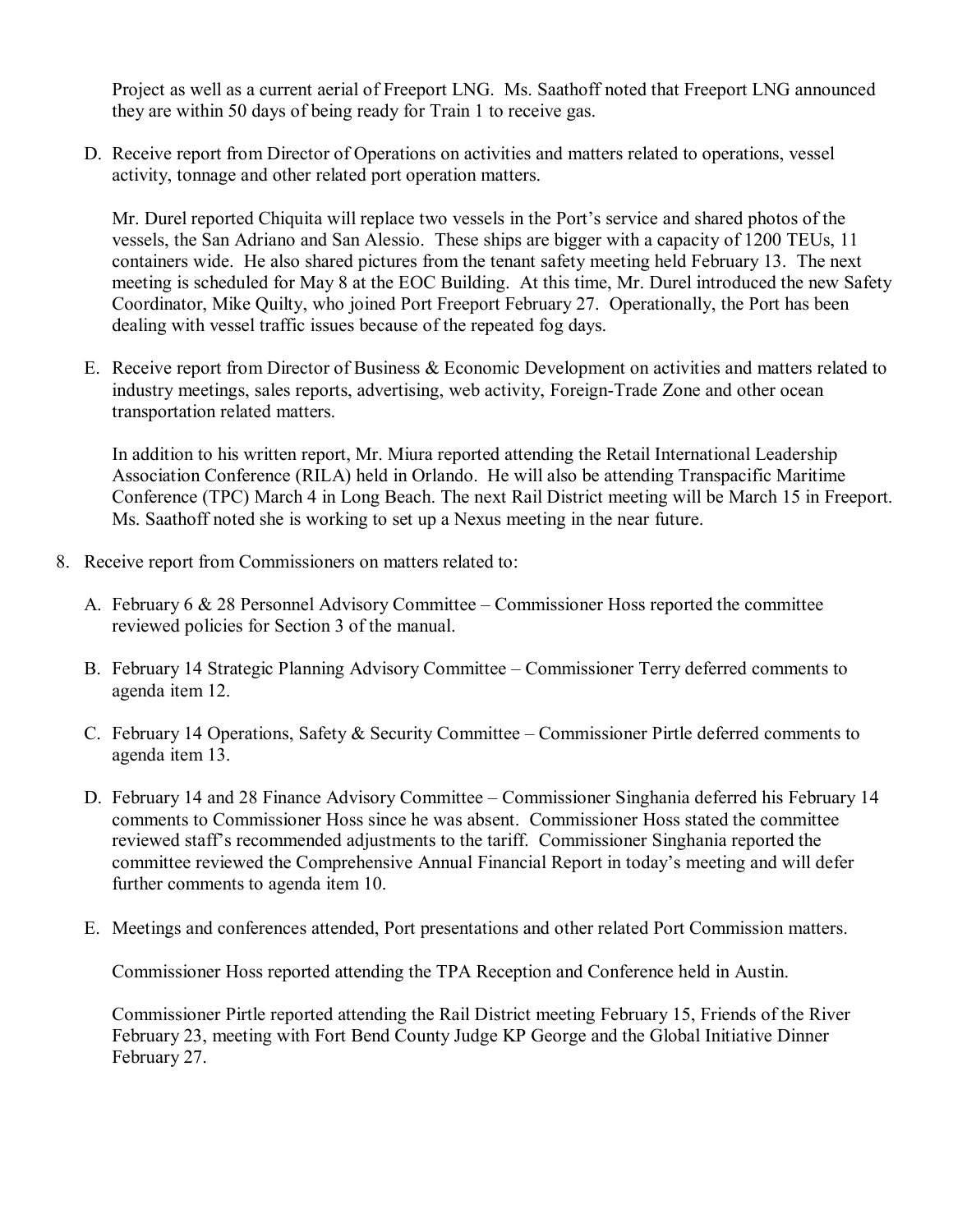Project as well as a current aerial of Freeport LNG. Ms. Saathoff noted that Freeport LNG announced they are within 50 days of being ready for Train 1 to receive gas.

D. Receive report from Director of Operations on activities and matters related to operations, vessel activity, tonnage and other related port operation matters.

   Mr. Durel reported Chiquita will replace two vessels in the Port's service and shared photos of the vessels, the San Adriano and San Alessio. These ships are bigger with a capacity of 1200 TEUs, 11 containers wide. He also shared pictures from the tenant safety meeting held February 13. The next meeting is scheduled for May 8 at the EOC Building. At this time, Mr. Durel introduced the new Safety Coordinator, Mike Quilty, who joined Port Freeport February 27. Operationally, the Port has been dealing with vessel traffic issues because of the repeated fog days.

E. Receive report from Director of Business & Economic Development on activities and matters related to industry meetings, sales reports, advertising, web activity, Foreign-Trade Zone and other ocean transportation related matters.

   In addition to his written report, Mr. Miura reported attending the Retail International Leadership Association Conference (RILA) held in Orlando. He will also be attending Transpacific Maritime Conference (TPC) March 4 in Long Beach. The next Rail District meeting will be March 15 in Freeport. Ms. Saathoff noted she is working to set up a Nexus meeting in the near future.

8. Receive report from Commissioners on matters related to:

   A. February 6 & 28 Personnel Advisory Committee – Commissioner Hoss reported the committee reviewed policies for Section 3 of the manual.

   B. February 14 Strategic Planning Advisory Committee – Commissioner Terry deferred comments to agenda item 12.

   C. February 14 Operations, Safety & Security Committee – Commissioner Pirtle deferred comments to agenda item 13.

   D. February 14 and 28 Finance Advisory Committee – Commissioner Singhania deferred his February 14 comments to Commissioner Hoss since he was absent. Commissioner Hoss stated the committee reviewed staff's recommended adjustments to the tariff. Commissioner Singhania reported the committee reviewed the Comprehensive Annual Financial Report in today's meeting and will defer further comments to agenda item 10.

   E. Meetings and conferences attended, Port presentations and other related Port Commission matters.

      Commissioner Hoss reported attending the TPA Reception and Conference held in Austin.

      Commissioner Pirtle reported attending the Rail District meeting February 15, Friends of the River February 23, meeting with Fort Bend County Judge KP George and the Global Initiative Dinner February 27.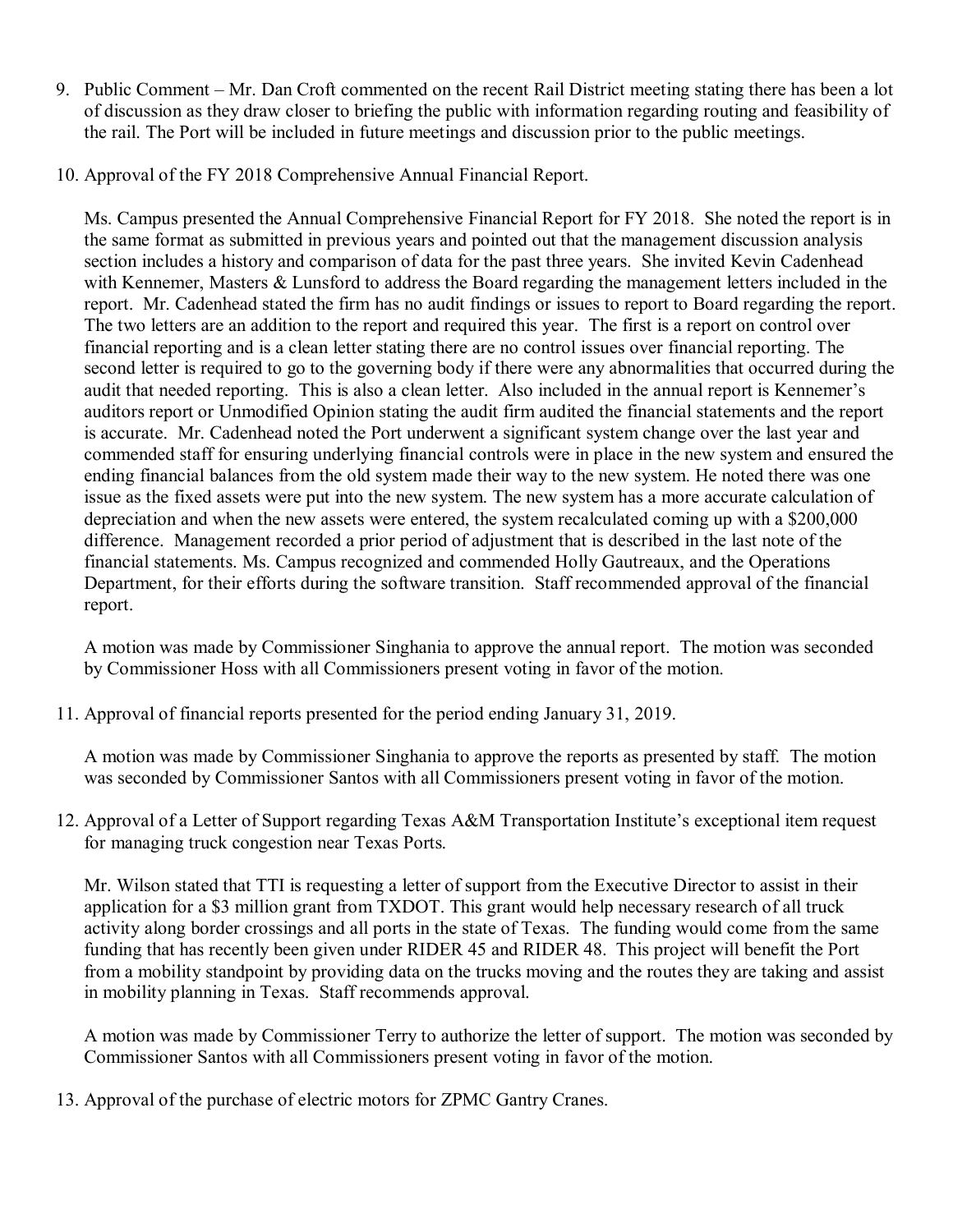9. Public Comment – Mr. Dan Croft commented on the recent Rail District meeting stating there has been a lot of discussion as they draw closer to briefing the public with information regarding routing and feasibility of the rail. The Port will be included in future meetings and discussion prior to the public meetings.

10. Approval of the FY 2018 Comprehensive Annual Financial Report.

    Ms. Campus presented the Annual Comprehensive Financial Report for FY 2018. She noted the report is in the same format as submitted in previous years and pointed out that the management discussion analysis section includes a history and comparison of data for the past three years. She invited Kevin Cadenhead with Kennemer, Masters & Lunsford to address the Board regarding the management letters included in the report. Mr. Cadenhead stated the firm has no audit findings or issues to report to Board regarding the report. The two letters are an addition to the report and required this year. The first is a report on control over financial reporting and is a clean letter stating there are no control issues over financial reporting. The second letter is required to go to the governing body if there were any abnormalities that occurred during the audit that needed reporting. This is also a clean letter. Also included in the annual report is Kennemer's auditors report or Unmodified Opinion stating the audit firm audited the financial statements and the report is accurate. Mr. Cadenhead noted the Port underwent a significant system change over the last year and commended staff for ensuring underlying financial controls were in place in the new system and ensured the ending financial balances from the old system made their way to the new system. He noted there was one issue as the fixed assets were put into the new system. The new system has a more accurate calculation of depreciation and when the new assets were entered, the system recalculated coming up with a $200,000 difference. Management recorded a prior period of adjustment that is described in the last note of the financial statements. Ms. Campus recognized and commended Holly Gautreaux, and the Operations Department, for their efforts during the software transition. Staff recommended approval of the financial report.

    A motion was made by Commissioner Singhania to approve the annual report. The motion was seconded by Commissioner Hoss with all Commissioners present voting in favor of the motion.

11. Approval of financial reports presented for the period ending January 31, 2019.

    A motion was made by Commissioner Singhania to approve the reports as presented by staff. The motion was seconded by Commissioner Santos with all Commissioners present voting in favor of the motion.

12. Approval of a Letter of Support regarding Texas A&M Transportation Institute's exceptional item request for managing truck congestion near Texas Ports.

    Mr. Wilson stated that TTI is requesting a letter of support from the Executive Director to assist in their application for a $3 million grant from TXDOT. This grant would help necessary research of all truck activity along border crossings and all ports in the state of Texas. The funding would come from the same funding that has recently been given under RIDER 45 and RIDER 48. This project will benefit the Port from a mobility standpoint by providing data on the trucks moving and the routes they are taking and assist in mobility planning in Texas. Staff recommends approval.

    A motion was made by Commissioner Terry to authorize the letter of support. The motion was seconded by Commissioner Santos with all Commissioners present voting in favor of the motion.

13. Approval of the purchase of electric motors for ZPMC Gantry Cranes.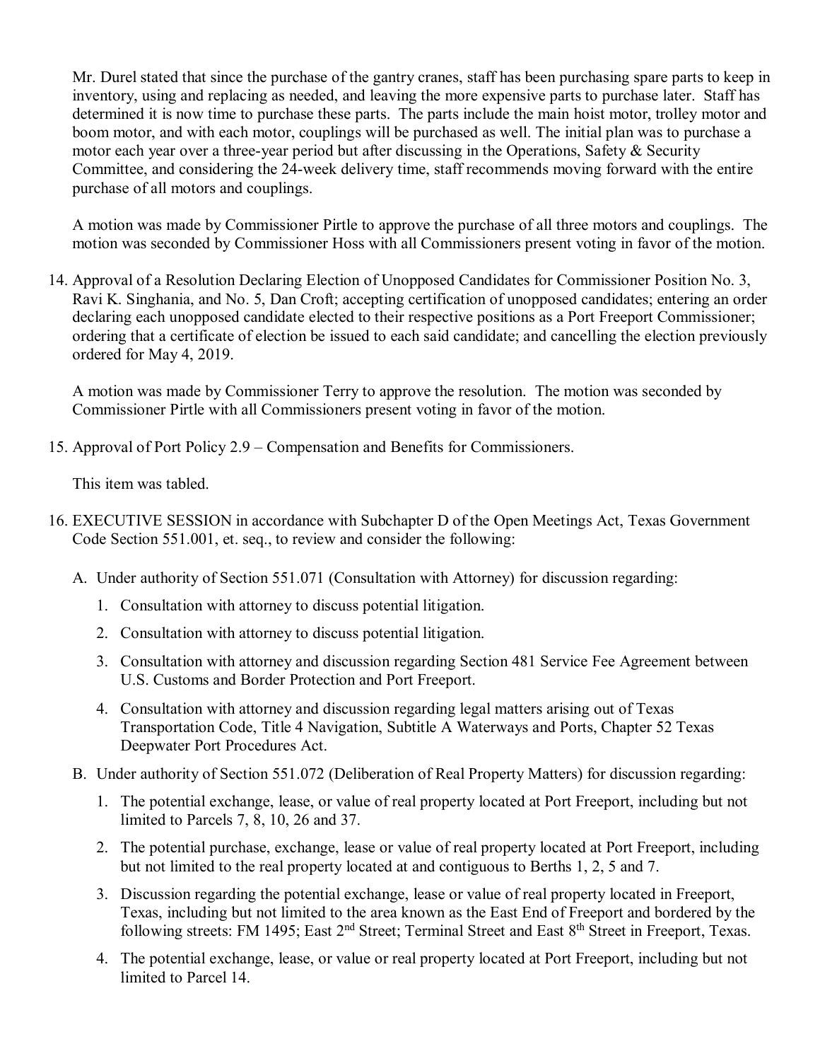Mr. Durel stated that since the purchase of the gantry cranes, staff has been purchasing spare parts to keep in inventory, using and replacing as needed, and leaving the more expensive parts to purchase later. Staff has determined it is now time to purchase these parts. The parts include the main hoist motor, trolley motor and boom motor, and with each motor, couplings will be purchased as well. The initial plan was to purchase a motor each year over a three-year period but after discussing in the Operations, Safety & Security Committee, and considering the 24-week delivery time, staff recommends moving forward with the entire purchase of all motors and couplings.

A motion was made by Commissioner Pirtle to approve the purchase of all three motors and couplings. The motion was seconded by Commissioner Hoss with all Commissioners present voting in favor of the motion.

14. Approval of a Resolution Declaring Election of Unopposed Candidates for Commissioner Position No. 3, Ravi K. Singhania, and No. 5, Dan Croft; accepting certification of unopposed candidates; entering an order declaring each unopposed candidate elected to their respective positions as a Port Freeport Commissioner; ordering that a certificate of election be issued to each said candidate; and cancelling the election previously ordered for May 4, 2019.

    A motion was made by Commissioner Terry to approve the resolution. The motion was seconded by Commissioner Pirtle with all Commissioners present voting in favor of the motion.

15. Approval of Port Policy 2.9 – Compensation and Benefits for Commissioners.

    This item was tabled.

16. EXECUTIVE SESSION in accordance with Subchapter D of the Open Meetings Act, Texas Government Code Section 551.001, et. seq., to review and consider the following:

    A. Under authority of Section 551.071 (Consultation with Attorney) for discussion regarding:

        1. Consultation with attorney to discuss potential litigation.
        2. Consultation with attorney to discuss potential litigation.
        3. Consultation with attorney and discussion regarding Section 481 Service Fee Agreement between U.S. Customs and Border Protection and Port Freeport.
        4. Consultation with attorney and discussion regarding legal matters arising out of Texas Transportation Code, Title 4 Navigation, Subtitle A Waterways and Ports, Chapter 52 Texas Deepwater Port Procedures Act.

    B. Under authority of Section 551.072 (Deliberation of Real Property Matters) for discussion regarding:

        1. The potential exchange, lease, or value of real property located at Port Freeport, including but not limited to Parcels 7, 8, 10, 26 and 37.
        2. The potential purchase, exchange, lease or value of real property located at Port Freeport, including but not limited to the real property located at and contiguous to Berths 1, 2, 5 and 7.
        3. Discussion regarding the potential exchange, lease or value of real property located in Freeport, Texas, including but not limited to the area known as the East End of Freeport and bordered by the following streets: FM 1495; East 2nd Street; Terminal Street and East 8th Street in Freeport, Texas.
        4. The potential exchange, lease, or value or real property located at Port Freeport, including but not limited to Parcel 14.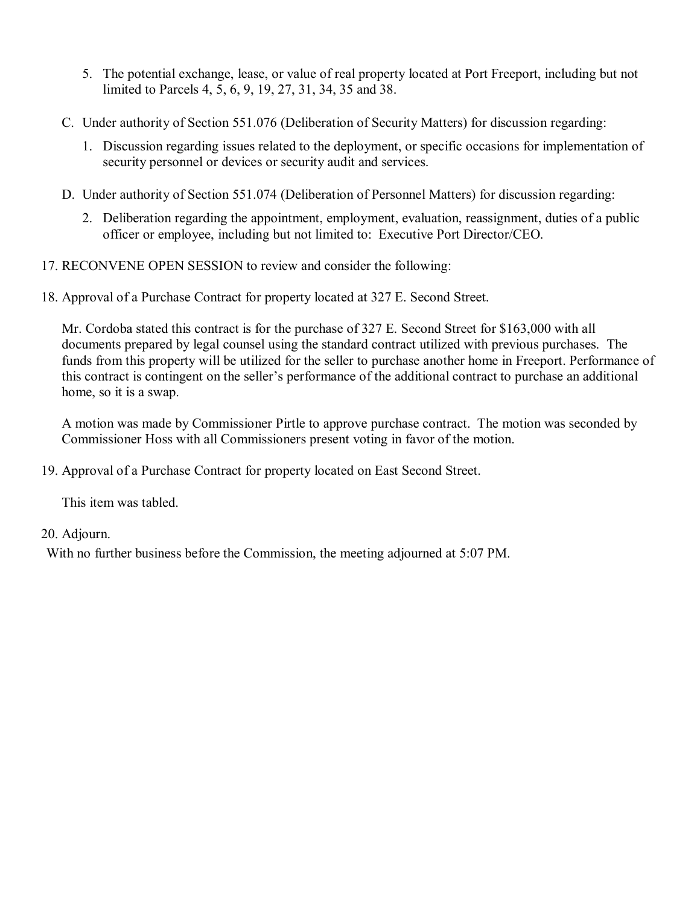5. The potential exchange, lease, or value of real property located at Port Freeport, including but not limited to Parcels 4, 5, 6, 9, 19, 27, 31, 34, 35 and 38.

C. Under authority of Section 551.076 (Deliberation of Security Matters) for discussion regarding:

1. Discussion regarding issues related to the deployment, or specific occasions for implementation of security personnel or devices or security audit and services.

D. Under authority of Section 551.074 (Deliberation of Personnel Matters) for discussion regarding:

2. Deliberation regarding the appointment, employment, evaluation, reassignment, duties of a public officer or employee, including but not limited to: Executive Port Director/CEO.

17. RECONVENE OPEN SESSION to review and consider the following:

18. Approval of a Purchase Contract for property located at 327 E. Second Street.

Mr. Cordoba stated this contract is for the purchase of 327 E. Second Street for $163,000 with all documents prepared by legal counsel using the standard contract utilized with previous purchases. The funds from this property will be utilized for the seller to purchase another home in Freeport. Performance of this contract is contingent on the seller's performance of the additional contract to purchase an additional home, so it is a swap.

A motion was made by Commissioner Pirtle to approve purchase contract. The motion was seconded by Commissioner Hoss with all Commissioners present voting in favor of the motion.

19. Approval of a Purchase Contract for property located on East Second Street.

This item was tabled.

20. Adjourn.

With no further business before the Commission, the meeting adjourned at 5:07 PM.